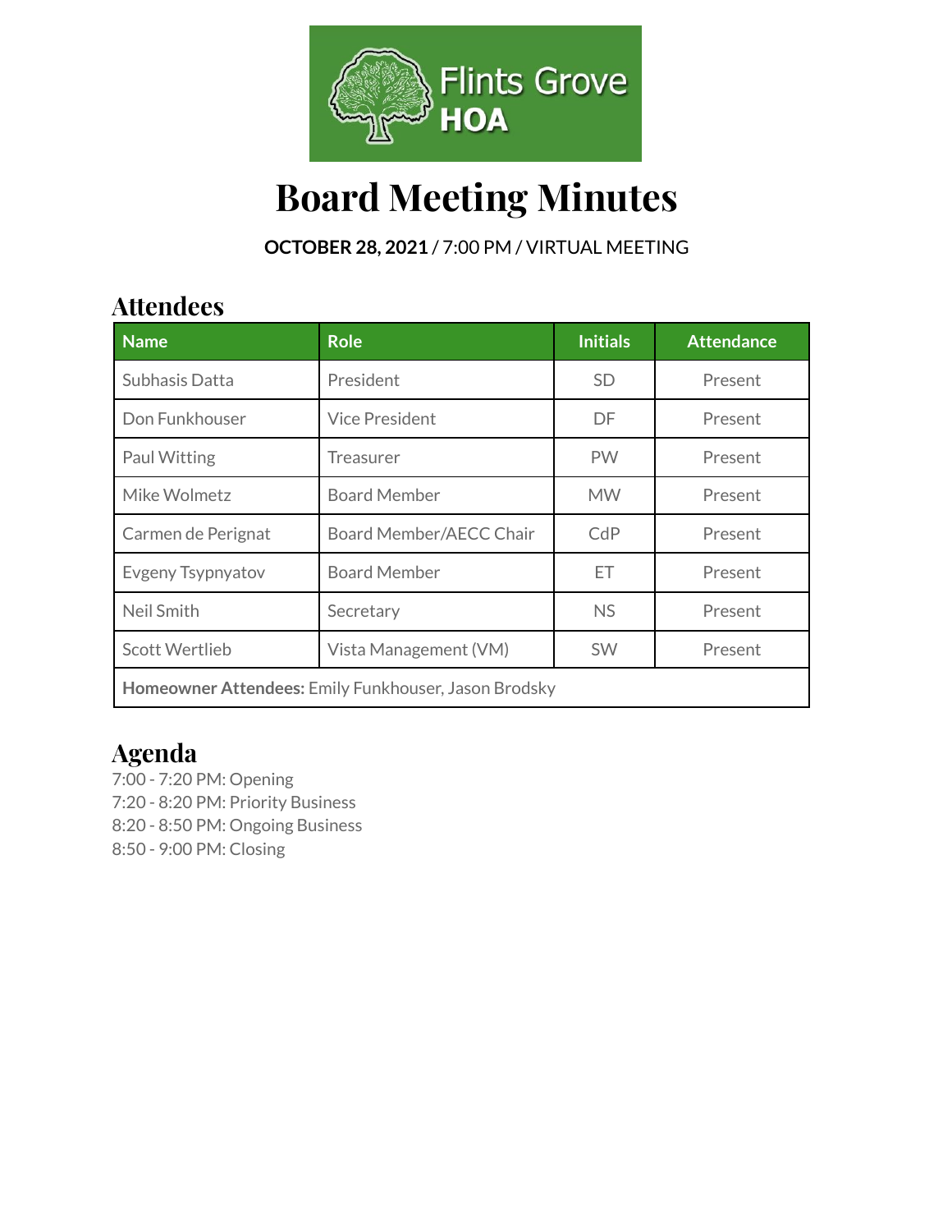Flints Grove HOA

# Board Meeting Minutes

**OCTOBER 28, 2021** / 7:00 PM / VIRTUAL MEETING

## Attendees

| Name | Role | Initials | Attendance |
|---|---|---|---|
| Subhasis Datta | President | SD | Present |
| Don Funkhouser | Vice President | DF | Present |
| Paul Witting | Treasurer | PW | Present |
| Mike Wolmetz | Board Member | MW | Present |
| Carmen de Perignat | Board Member/AECC Chair | CdP | Present |
| Evgeny Tsypnyatov | Board Member | ET | Present |
| Neil Smith | Secretary | NS | Present |
| Scott Wertlieb | Vista Management (VM) | SW | Present |
| **Homeowner Attendees:** Emily Funkhouser, Jason Brodsky | | | |

## Agenda

7:00 - 7:20 PM: Opening
7:20 - 8:20 PM: Priority Business
8:20 - 8:50 PM: Ongoing Business
8:50 - 9:00 PM: Closing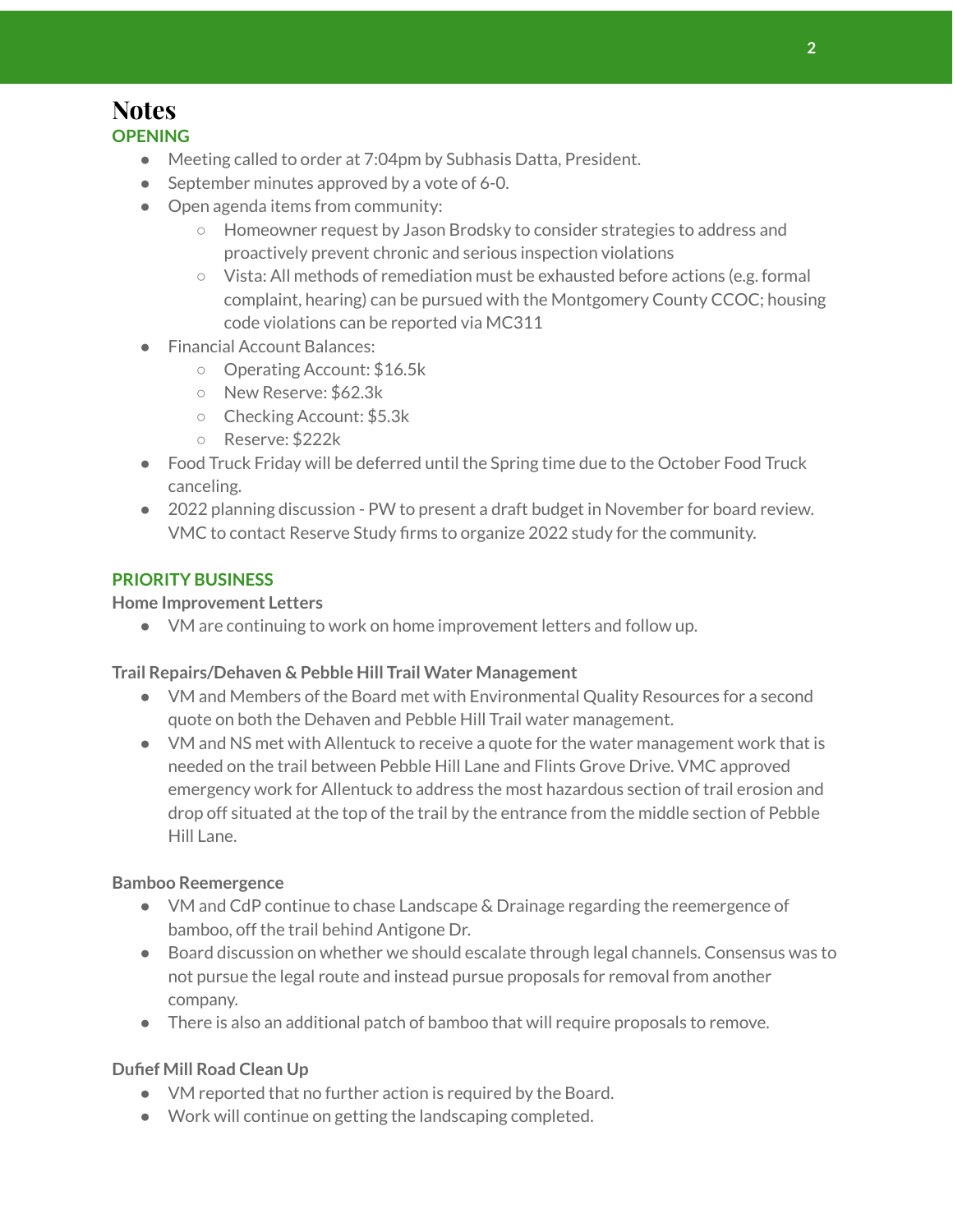# Notes

## OPENING

- Meeting called to order at 7:04pm by Subhasis Datta, President.
- September minutes approved by a vote of 6-0.
- Open agenda items from community:
    - Homeowner request by Jason Brodsky to consider strategies to address and proactively prevent chronic and serious inspection violations
    - Vista: All methods of remediation must be exhausted before actions (e.g. formal complaint, hearing) can be pursued with the Montgomery County CCOC; housing code violations can be reported via MC311
- Financial Account Balances:
    - Operating Account: $16.5k
    - New Reserve: $62.3k
    - Checking Account: $5.3k
    - Reserve: $222k
- Food Truck Friday will be deferred until the Spring time due to the October Food Truck canceling.
- 2022 planning discussion - PW to present a draft budget in November for board review. VMC to contact Reserve Study firms to organize 2022 study for the community.

## PRIORITY BUSINESS

### Home Improvement Letters

- VM are continuing to work on home improvement letters and follow up.

### Trail Repairs/Dehaven & Pebble Hill Trail Water Management

- VM and Members of the Board met with Environmental Quality Resources for a second quote on both the Dehaven and Pebble Hill Trail water management.
- VM and NS met with Allentuck to receive a quote for the water management work that is needed on the trail between Pebble Hill Lane and Flints Grove Drive. VMC approved emergency work for Allentuck to address the most hazardous section of trail erosion and drop off situated at the top of the trail by the entrance from the middle section of Pebble Hill Lane.

### Bamboo Reemergence

- VM and CdP continue to chase Landscape & Drainage regarding the reemergence of bamboo, off the trail behind Antigone Dr.
- Board discussion on whether we should escalate through legal channels. Consensus was to not pursue the legal route and instead pursue proposals for removal from another company.
- There is also an additional patch of bamboo that will require proposals to remove.

### Dufief Mill Road Clean Up

- VM reported that no further action is required by the Board.
- Work will continue on getting the landscaping completed.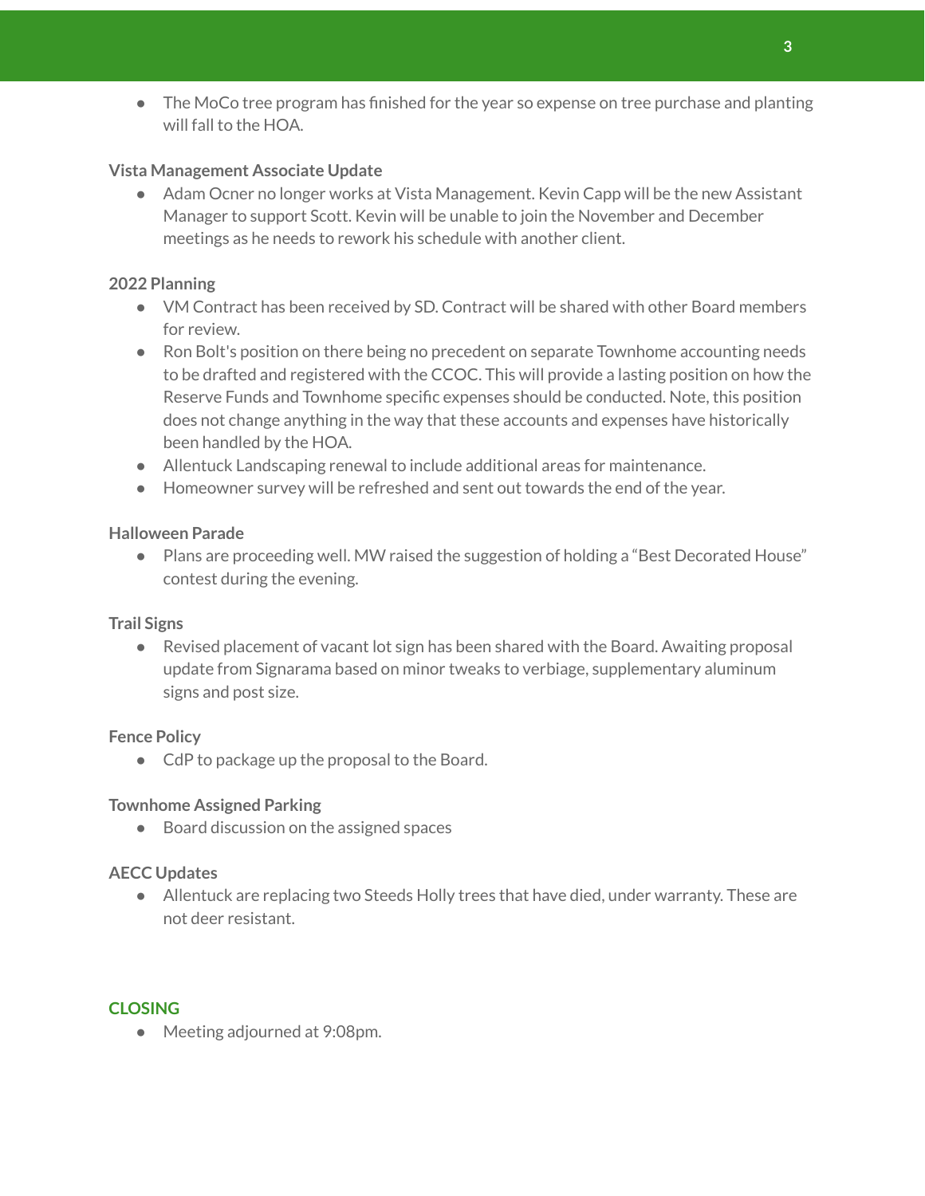- The MoCo tree program has finished for the year so expense on tree purchase and planting will fall to the HOA.

**Vista Management Associate Update**

- Adam Ocner no longer works at Vista Management. Kevin Capp will be the new Assistant Manager to support Scott. Kevin will be unable to join the November and December meetings as he needs to rework his schedule with another client.

**2022 Planning**

- VM Contract has been received by SD. Contract will be shared with other Board members for review.
- Ron Bolt's position on there being no precedent on separate Townhome accounting needs to be drafted and registered with the CCOC. This will provide a lasting position on how the Reserve Funds and Townhome specific expenses should be conducted. Note, this position does not change anything in the way that these accounts and expenses have historically been handled by the HOA.
- Allentuck Landscaping renewal to include additional areas for maintenance.
- Homeowner survey will be refreshed and sent out towards the end of the year.

**Halloween Parade**

- Plans are proceeding well. MW raised the suggestion of holding a "Best Decorated House" contest during the evening.

**Trail Signs**

- Revised placement of vacant lot sign has been shared with the Board. Awaiting proposal update from Signarama based on minor tweaks to verbiage, supplementary aluminum signs and post size.

**Fence Policy**

- CdP to package up the proposal to the Board.

**Townhome Assigned Parking**

- Board discussion on the assigned spaces

**AECC Updates**

- Allentuck are replacing two Steeds Holly trees that have died, under warranty. These are not deer resistant.

## CLOSING

- Meeting adjourned at 9:08pm.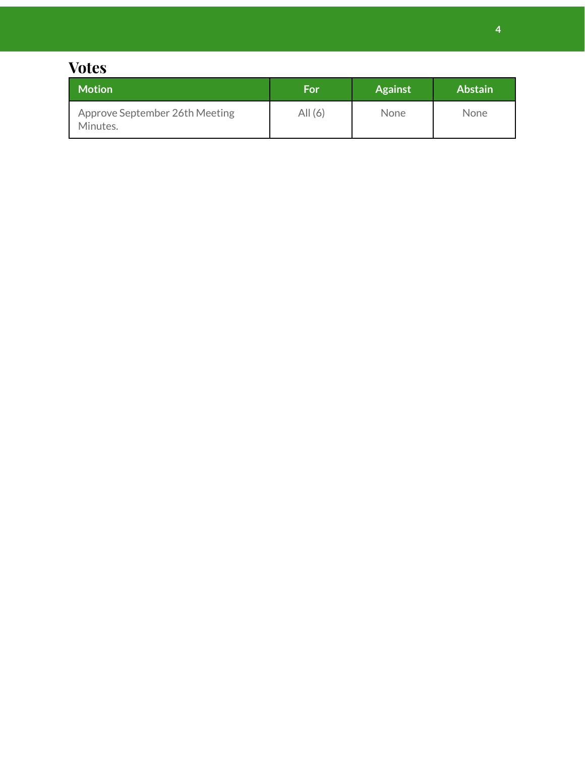## Votes

| Motion | For | Against | Abstain |
| --- | --- | --- | --- |
| Approve September 26th Meeting Minutes. | All (6) | None | None |